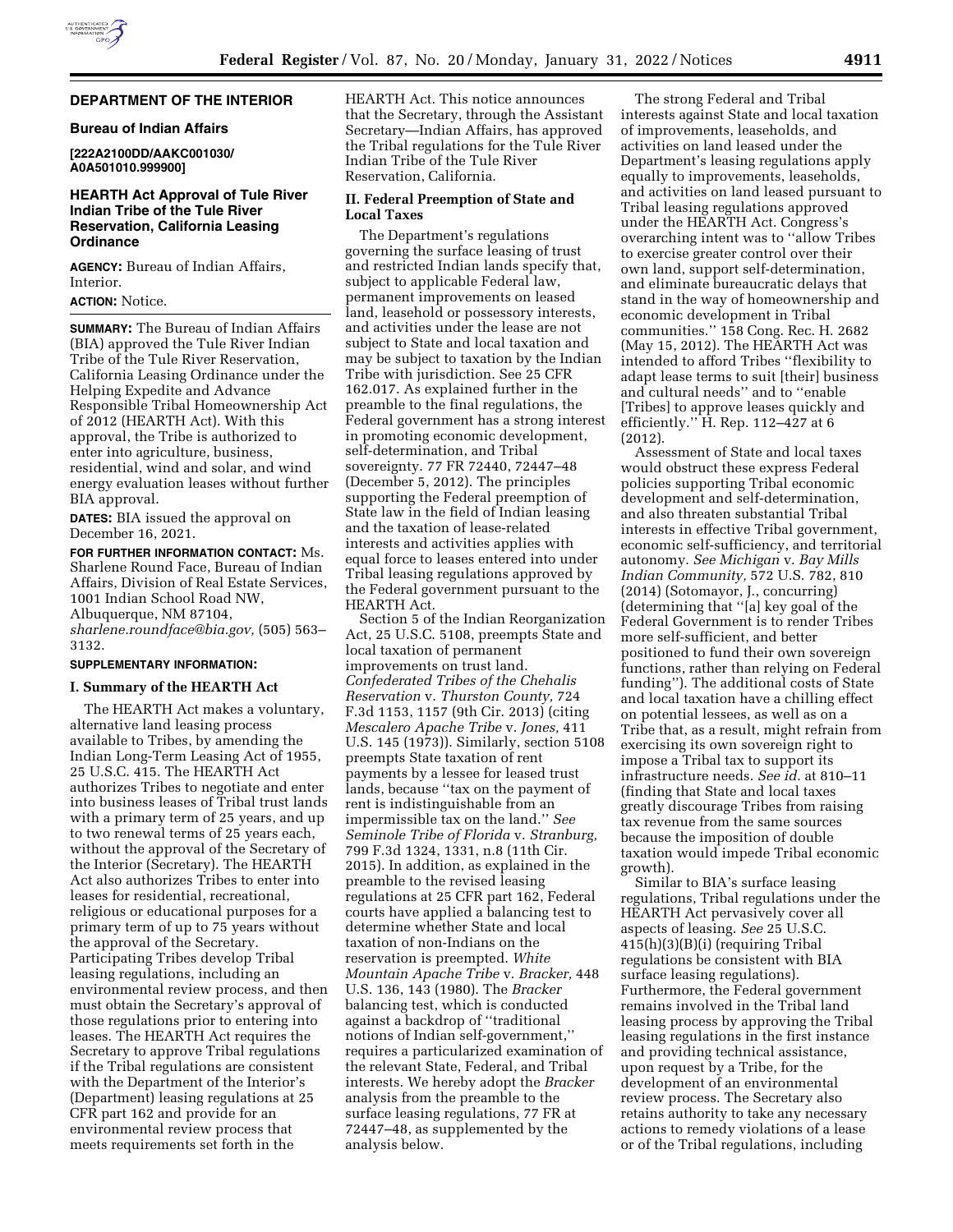## DEPARTMENT OF THE INTERIOR

### Bureau of Indian Affairs

**[222A2100DD/AAKC001030/A0A501010.999900]**

### HEARTH Act Approval of Tule River Indian Tribe of the Tule River Reservation, California Leasing Ordinance

**AGENCY:** Bureau of Indian Affairs, Interior.

**ACTION:** Notice.

**SUMMARY:** The Bureau of Indian Affairs (BIA) approved the Tule River Indian Tribe of the Tule River Reservation, California Leasing Ordinance under the Helping Expedite and Advance Responsible Tribal Homeownership Act of 2012 (HEARTH Act). With this approval, the Tribe is authorized to enter into agriculture, business, residential, wind and solar, and wind energy evaluation leases without further BIA approval.

**DATES:** BIA issued the approval on December 16, 2021.

**FOR FURTHER INFORMATION CONTACT:** Ms. Sharlene Round Face, Bureau of Indian Affairs, Division of Real Estate Services, 1001 Indian School Road NW, Albuquerque, NM 87104, *sharlene.roundface@bia.gov,* (505) 563–3132.

**SUPPLEMENTARY INFORMATION:**

### I. Summary of the HEARTH Act

The HEARTH Act makes a voluntary, alternative land leasing process available to Tribes, by amending the Indian Long-Term Leasing Act of 1955, 25 U.S.C. 415. The HEARTH Act authorizes Tribes to negotiate and enter into business leases of Tribal trust lands with a primary term of 25 years, and up to two renewal terms of 25 years each, without the approval of the Secretary of the Interior (Secretary). The HEARTH Act also authorizes Tribes to enter into leases for residential, recreational, religious or educational purposes for a primary term of up to 75 years without the approval of the Secretary. Participating Tribes develop Tribal leasing regulations, including an environmental review process, and then must obtain the Secretary's approval of those regulations prior to entering into leases. The HEARTH Act requires the Secretary to approve Tribal regulations if the Tribal regulations are consistent with the Department of the Interior's (Department) leasing regulations at 25 CFR part 162 and provide for an environmental review process that meets requirements set forth in the HEARTH Act. This notice announces that the Secretary, through the Assistant Secretary—Indian Affairs, has approved the Tribal regulations for the Tule River Indian Tribe of the Tule River Reservation, California.

### II. Federal Preemption of State and Local Taxes

The Department's regulations governing the surface leasing of trust and restricted Indian lands specify that, subject to applicable Federal law, permanent improvements on leased land, leasehold or possessory interests, and activities under the lease are not subject to State and local taxation and may be subject to taxation by the Indian Tribe with jurisdiction. See 25 CFR 162.017. As explained further in the preamble to the final regulations, the Federal government has a strong interest in promoting economic development, self-determination, and Tribal sovereignty. 77 FR 72440, 72447–48 (December 5, 2012). The principles supporting the Federal preemption of State law in the field of Indian leasing and the taxation of lease-related interests and activities applies with equal force to leases entered into under Tribal leasing regulations approved by the Federal government pursuant to the HEARTH Act.

Section 5 of the Indian Reorganization Act, 25 U.S.C. 5108, preempts State and local taxation of permanent improvements on trust land. *Confederated Tribes of the Chehalis Reservation* v. *Thurston County,* 724 F.3d 1153, 1157 (9th Cir. 2013) (citing *Mescalero Apache Tribe* v. *Jones,* 411 U.S. 145 (1973)). Similarly, section 5108 preempts State taxation of rent payments by a lessee for leased trust lands, because "tax on the payment of rent is indistinguishable from an impermissible tax on the land." *See Seminole Tribe of Florida* v. *Stranburg,* 799 F.3d 1324, 1331, n.8 (11th Cir. 2015). In addition, as explained in the preamble to the revised leasing regulations at 25 CFR part 162, Federal courts have applied a balancing test to determine whether State and local taxation of non-Indians on the reservation is preempted. *White Mountain Apache Tribe* v. *Bracker,* 448 U.S. 136, 143 (1980). The *Bracker* balancing test, which is conducted against a backdrop of "traditional notions of Indian self-government," requires a particularized examination of the relevant State, Federal, and Tribal interests. We hereby adopt the *Bracker* analysis from the preamble to the surface leasing regulations, 77 FR at 72447–48, as supplemented by the analysis below.

The strong Federal and Tribal interests against State and local taxation of improvements, leaseholds, and activities on land leased under the Department's leasing regulations apply equally to improvements, leaseholds, and activities on land leased pursuant to Tribal leasing regulations approved under the HEARTH Act. Congress's overarching intent was to "allow Tribes to exercise greater control over their own land, support self-determination, and eliminate bureaucratic delays that stand in the way of homeownership and economic development in Tribal communities." 158 Cong. Rec. H. 2682 (May 15, 2012). The HEARTH Act was intended to afford Tribes "flexibility to adapt lease terms to suit [their] business and cultural needs" and to "enable [Tribes] to approve leases quickly and efficiently." H. Rep. 112–427 at 6 (2012).

Assessment of State and local taxes would obstruct these express Federal policies supporting Tribal economic development and self-determination, and also threaten substantial Tribal interests in effective Tribal government, economic self-sufficiency, and territorial autonomy. *See Michigan* v. *Bay Mills Indian Community,* 572 U.S. 782, 810 (2014) (Sotomayor, J., concurring) (determining that "[a] key goal of the Federal Government is to render Tribes more self-sufficient, and better positioned to fund their own sovereign functions, rather than relying on Federal funding"). The additional costs of State and local taxation have a chilling effect on potential lessees, as well as on a Tribe that, as a result, might refrain from exercising its own sovereign right to impose a Tribal tax to support its infrastructure needs. *See id.* at 810–11 (finding that State and local taxes greatly discourage Tribes from raising tax revenue from the same sources because the imposition of double taxation would impede Tribal economic growth).

Similar to BIA's surface leasing regulations, Tribal regulations under the HEARTH Act pervasively cover all aspects of leasing. *See* 25 U.S.C. 415(h)(3)(B)(i) (requiring Tribal regulations be consistent with BIA surface leasing regulations). Furthermore, the Federal government remains involved in the Tribal land leasing process by approving the Tribal leasing regulations in the first instance and providing technical assistance, upon request by a Tribe, for the development of an environmental review process. The Secretary also retains authority to take any necessary actions to remedy violations of a lease or of the Tribal regulations, including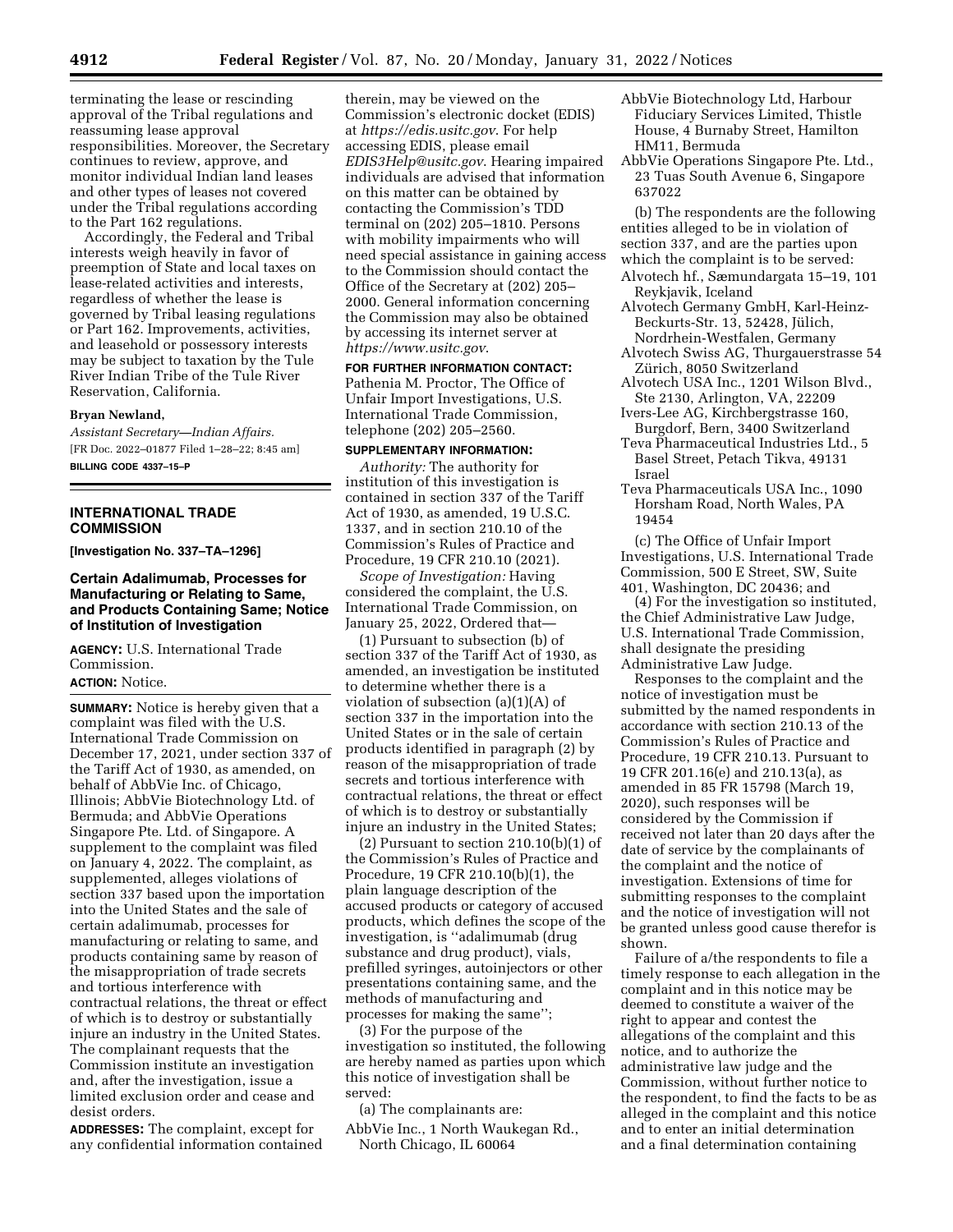terminating the lease or rescinding approval of the Tribal regulations and reassuming lease approval responsibilities. Moreover, the Secretary continues to review, approve, and monitor individual Indian land leases and other types of leases not covered under the Tribal regulations according to the Part 162 regulations.

Accordingly, the Federal and Tribal interests weigh heavily in favor of preemption of State and local taxes on lease-related activities and interests, regardless of whether the lease is governed by Tribal leasing regulations or Part 162. Improvements, activities, and leasehold or possessory interests may be subject to taxation by the Tule River Indian Tribe of the Tule River Reservation, California.

**Bryan Newland,**

*Assistant Secretary—Indian Affairs.*

[FR Doc. 2022–01877 Filed 1–28–22; 8:45 am]

**BILLING CODE 4337–15–P**

## INTERNATIONAL TRADE COMMISSION

**[Investigation No. 337–TA–1296]**

### Certain Adalimumab, Processes for Manufacturing or Relating to Same, and Products Containing Same; Notice of Institution of Investigation

**AGENCY:** U.S. International Trade Commission.

**ACTION:** Notice.

**SUMMARY:** Notice is hereby given that a complaint was filed with the U.S. International Trade Commission on December 17, 2021, under section 337 of the Tariff Act of 1930, as amended, on behalf of AbbVie Inc. of Chicago, Illinois; AbbVie Biotechnology Ltd. of Bermuda; and AbbVie Operations Singapore Pte. Ltd. of Singapore. A supplement to the complaint was filed on January 4, 2022. The complaint, as supplemented, alleges violations of section 337 based upon the importation into the United States and the sale of certain adalimumab, processes for manufacturing or relating to same, and products containing same by reason of the misappropriation of trade secrets and tortious interference with contractual relations, the threat or effect of which is to destroy or substantially injure an industry in the United States. The complainant requests that the Commission institute an investigation and, after the investigation, issue a limited exclusion order and cease and desist orders.

**ADDRESSES:** The complaint, except for any confidential information contained therein, may be viewed on the Commission's electronic docket (EDIS) at *https://edis.usitc.gov*. For help accessing EDIS, please email *EDIS3Help@usitc.gov*. Hearing impaired individuals are advised that information on this matter can be obtained by contacting the Commission's TDD terminal on (202) 205–1810. Persons with mobility impairments who will need special assistance in gaining access to the Commission should contact the Office of the Secretary at (202) 205–2000. General information concerning the Commission may also be obtained by accessing its internet server at *https://www.usitc.gov*.

**FOR FURTHER INFORMATION CONTACT:** Pathenia M. Proctor, The Office of Unfair Import Investigations, U.S. International Trade Commission, telephone (202) 205–2560.

**SUPPLEMENTARY INFORMATION:**

*Authority:* The authority for institution of this investigation is contained in section 337 of the Tariff Act of 1930, as amended, 19 U.S.C. 1337, and in section 210.10 of the Commission's Rules of Practice and Procedure, 19 CFR 210.10 (2021).

*Scope of Investigation:* Having considered the complaint, the U.S. International Trade Commission, on January 25, 2022, Ordered that—

(1) Pursuant to subsection (b) of section 337 of the Tariff Act of 1930, as amended, an investigation be instituted to determine whether there is a violation of subsection (a)(1)(A) of section 337 in the importation into the United States or in the sale of certain products identified in paragraph (2) by reason of the misappropriation of trade secrets and tortious interference with contractual relations, the threat or effect of which is to destroy or substantially injure an industry in the United States;

(2) Pursuant to section 210.10(b)(1) of the Commission's Rules of Practice and Procedure, 19 CFR 210.10(b)(1), the plain language description of the accused products or category of accused products, which defines the scope of the investigation, is "adalimumab (drug substance and drug product), vials, prefilled syringes, autoinjectors or other presentations containing same, and the methods of manufacturing and processes for making the same";

(3) For the purpose of the investigation so instituted, the following are hereby named as parties upon which this notice of investigation shall be served:

(a) The complainants are:

AbbVie Inc., 1 North Waukegan Rd., North Chicago, IL 60064

AbbVie Biotechnology Ltd, Harbour Fiduciary Services Limited, Thistle House, 4 Burnaby Street, Hamilton HM11, Bermuda

AbbVie Operations Singapore Pte. Ltd., 23 Tuas South Avenue 6, Singapore 637022

(b) The respondents are the following entities alleged to be in violation of section 337, and are the parties upon which the complaint is to be served:

Alvotech hf., Sæmundargata 15–19, 101 Reykjavik, Iceland

Alvotech Germany GmbH, Karl-Heinz-Beckurts-Str. 13, 52428, Jülich, Nordrhein-Westfalen, Germany

Alvotech Swiss AG, Thurgauerstrasse 54 Zürich, 8050 Switzerland

Alvotech USA Inc., 1201 Wilson Blvd., Ste 2130, Arlington, VA, 22209

Ivers-Lee AG, Kirchbergstrasse 160, Burgdorf, Bern, 3400 Switzerland

Teva Pharmaceutical Industries Ltd., 5 Basel Street, Petach Tikva, 49131 Israel

Teva Pharmaceuticals USA Inc., 1090 Horsham Road, North Wales, PA 19454

(c) The Office of Unfair Import Investigations, U.S. International Trade Commission, 500 E Street, SW, Suite 401, Washington, DC 20436; and

(4) For the investigation so instituted, the Chief Administrative Law Judge, U.S. International Trade Commission, shall designate the presiding Administrative Law Judge.

Responses to the complaint and the notice of investigation must be submitted by the named respondents in accordance with section 210.13 of the Commission's Rules of Practice and Procedure, 19 CFR 210.13. Pursuant to 19 CFR 201.16(e) and 210.13(a), as amended in 85 FR 15798 (March 19, 2020), such responses will be considered by the Commission if received not later than 20 days after the date of service by the complainants of the complaint and the notice of investigation. Extensions of time for submitting responses to the complaint and the notice of investigation will not be granted unless good cause therefor is shown.

Failure of a/the respondents to file a timely response to each allegation in the complaint and in this notice may be deemed to constitute a waiver of the right to appear and contest the allegations of the complaint and this notice, and to authorize the administrative law judge and the Commission, without further notice to the respondent, to find the facts to be as alleged in the complaint and this notice and to enter an initial determination and a final determination containing